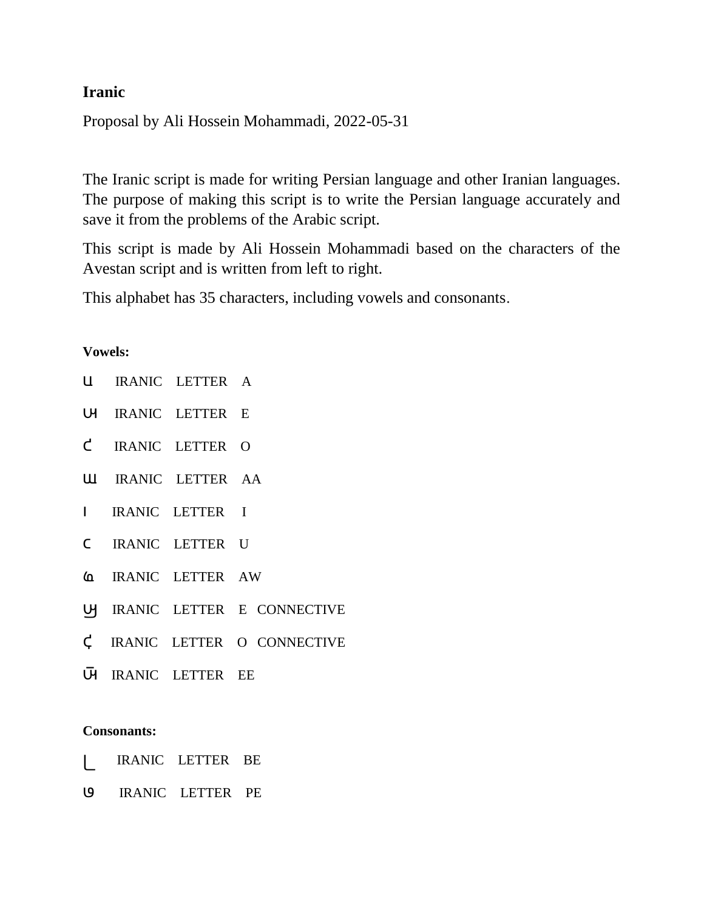**Iranic**

Proposal by Ali Hossein Mohammadi, 2022-05-31

The Iranic script is made for writing Persian language and other Iranian languages. The purpose of making this script is to write the Persian language accurately and save it from the problems of the Arabic script.

This script is made by Ali Hossein Mohammadi based on the characters of the Avestan script and is written from left to right.

This alphabet has 35 characters, including vowels and consonants.

**Vowels:**

Ա IRANIC LETTER A

Ʊɥ IRANIC LETTER E

ƈ IRANIC LETTER O

Ш IRANIC LETTER AA

I IRANIC LETTER I

C IRANIC LETTER U

ɷ IRANIC LETTER AW

Ʊʮ IRANIC LETTER E CONNECTIVE

ç IRANIC LETTER O CONNECTIVE

Ʊ̄ɥ IRANIC LETTER EE

**Consonants:**

⎣ IRANIC LETTER BE

ɞ IRANIC LETTER PE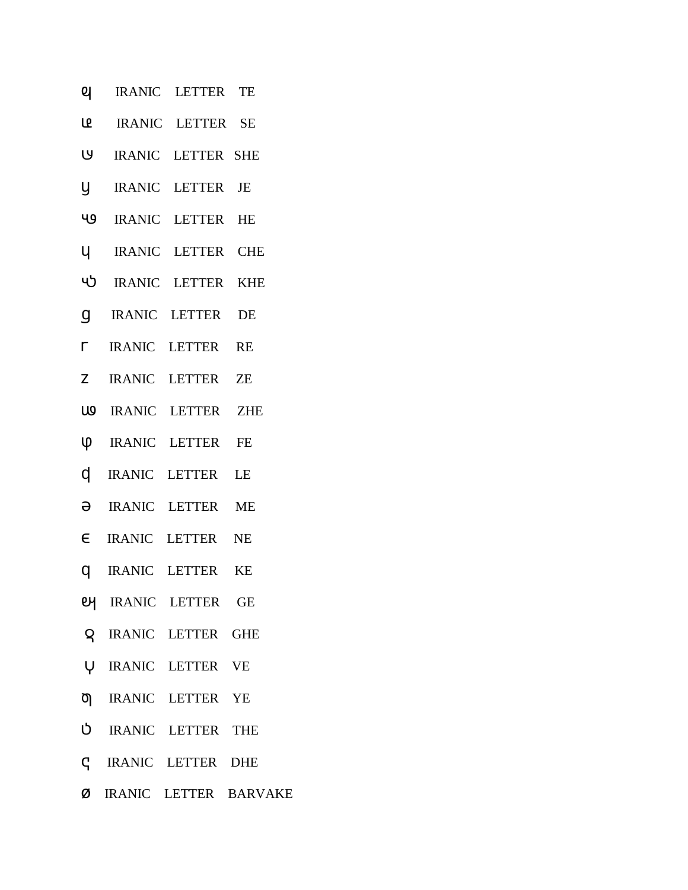ҩ IRANIC LETTER TE

ҩ IRANIC LETTER SE

ʊ IRANIC LETTER SHE

ɥ IRANIC LETTER JE

ЧƏ IRANIC LETTER HE

Ч IRANIC LETTER CHE

Чʖ IRANIC LETTER KHE

g IRANIC LETTER DE

r IRANIC LETTER RE

z IRANIC LETTER ZE

ɯə IRANIC LETTER ZHE

ɸ IRANIC LETTER FE

d IRANIC LETTER LE

ə IRANIC LETTER ME

є IRANIC LETTER NE

q IRANIC LETTER KE

ɐɥ IRANIC LETTER GE

ᴚ IRANIC LETTER GHE

ʮ IRANIC LETTER VE

ɖ IRANIC LETTER YE

ʊ IRANIC LETTER THE

ɕ IRANIC LETTER DHE

ø IRANIC LETTER BARVAKE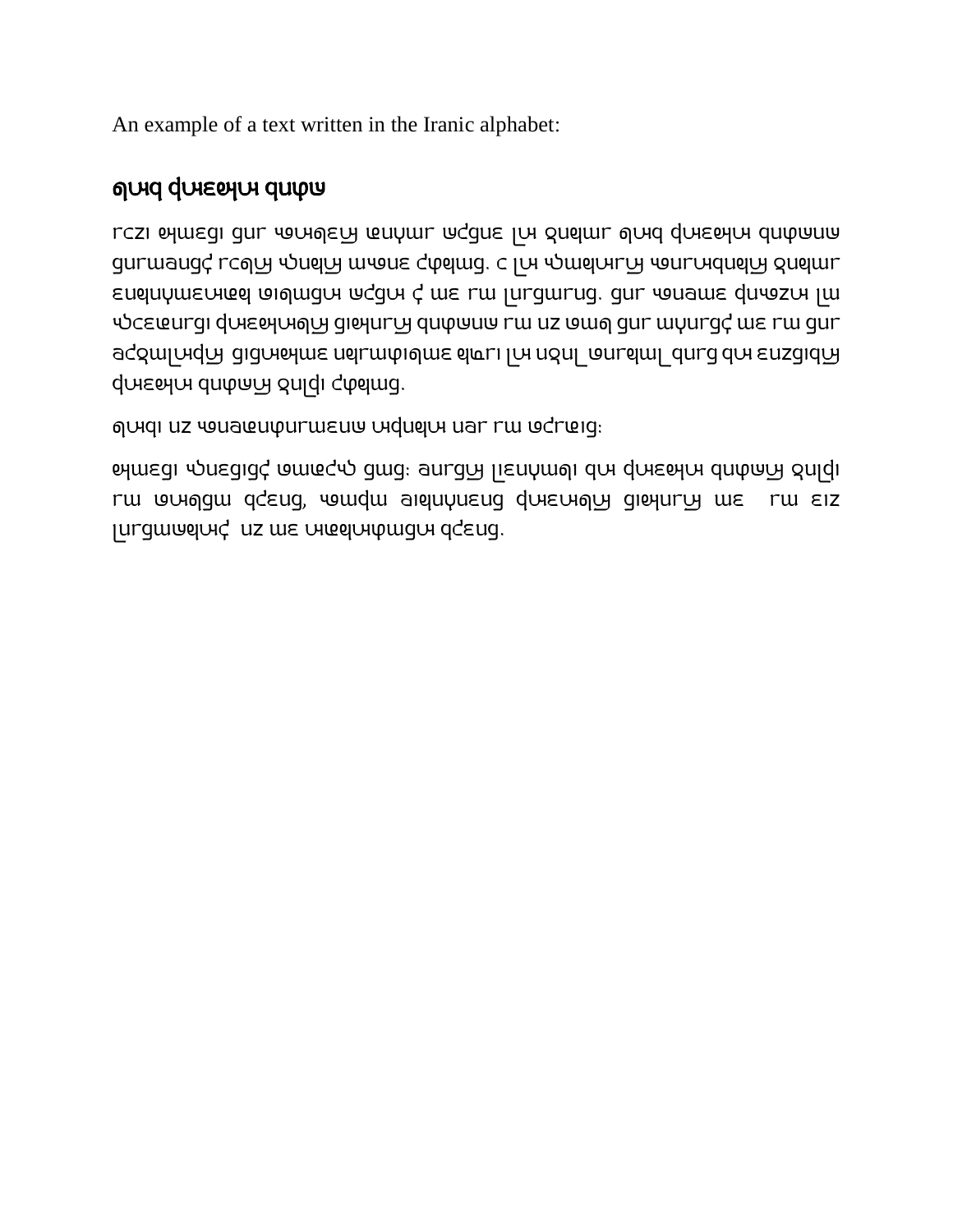An example of a text written in the Iranic alphabet:

## ɖʊʜq ɋʊʜɛɵʜʊʜ ɖuɸɷ

rczı ɵʜɯɛɡı ɡur ⱳʊʜɖɛʊʜ ɷuʊɯr ɯʗɡuɛ ʃʊʜ ʂuɵɯr ɖʊʜq ɋʊʜɛɵʜʊʜ ɖuɸɷuɷ ɡurɯauɡʗ rcɖʊʜ ⱳʊuɵʊʜ ɯⱳuɛ ʗɸɵɯɡ. c ʃʊʜ ⱳʊɯɵʊʜrʊʜ ⱳurʊʜɖuɵʊʜ ʂuɵɯr ɛuɵuʊɯɛʊʜɷɵ ʊɖɯɡʊʜ ɯʗɡʊʜ ʗ ɯɛ rɯ ʃurɡɯrug. ɡur ⱳuaɯɛ ɖuⱳzʊʜ ʃɯ ⱳʊcɛɷurɡı ɋʊʜɛɵʜʊʜɖʊʜ ɡıɵʜurʊʜ ɖuɸɷuɷ rɯ uz ʊɯɖ ɡur ɯʊurɡʗ ɯɛ rɯ ɡur aʗʂɯʃʊʜɖʊʜ ɡıɡʊʜɵʜɯɛ uɵrɯɸıɖɯɛ ɵɷrı ʃʊʜ uʂuʃ_ʊurɵɯʃ_ɖurɡ ɖʊʜ ɛuzɡıɖʊʜ ɋʊʜɛɵʜʊʜ ɖuɸɷʊʜ ʂuʃɖı ʗɸɵɯɡ.

ɖʊʜɖı uz ⱳuaɷuɸurɯɛuɷ ʊʜɖuɵʊʜ uar rɯ ʊʗrɷıɡ:

ɵʜɯɛɡı ⱳʊuɛɡıɡʗ ʊɯɷʗⱳ ɡɯɡ: aurɡʊʜ ʃıɛuʊɯɖı ɖʊʜ ɋʊʜɛɵʜʊʜ ɖuɸɷʊʜ ʂuʃɖı rɯ ʊʊʜɖɡɯ ɖʗɛuɡ, ⱳɷɯɖɯ aıɵuʊuɛuɡ ɋʊʜɛʊʜɖʊʜ ɡıɵʜurʊʜ ɯɛ rɯ ɛız ʃurɡɯɷɵʊʜʗ uz ɯɛ ʊʜɷɵʊʜɸɯɡʊʜ ɖʗɛuɡ.